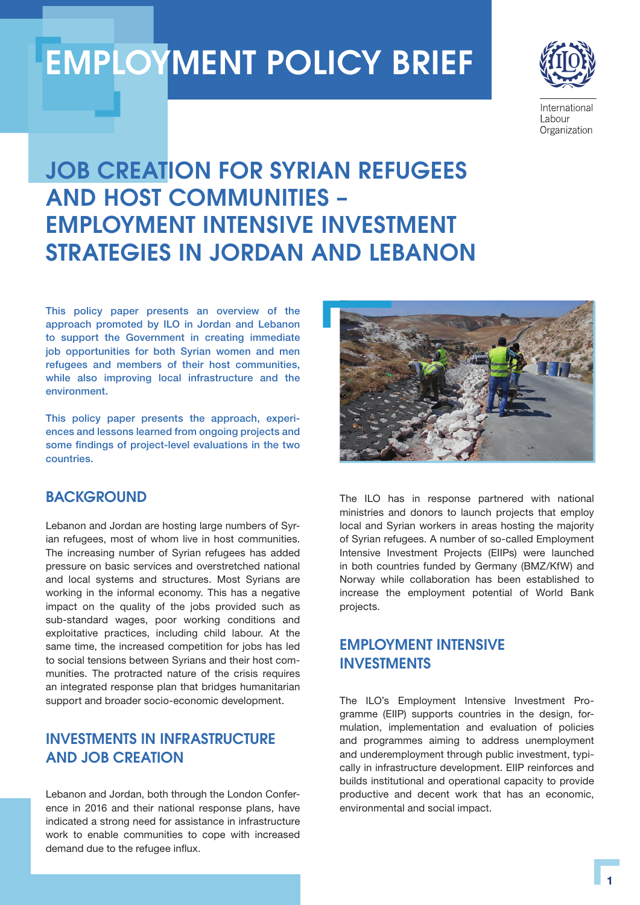# EMPLOYMENT POLICY BRIEF

International Labour Organization

# JOB CREATION FOR SYRIAN REFUGEES AND HOST COMMUNITIES – EMPLOYMENT INTENSIVE INVESTMENT STRATEGIES IN JORDAN AND LEBANON

This policy paper presents an overview of the approach promoted by ILO in Jordan and Lebanon to support the Government in creating immediate job opportunities for both Syrian women and men refugees and members of their host communities, while also improving local infrastructure and the environment.

This policy paper presents the approach, experiences and lessons learned from ongoing projects and some findings of project-level evaluations in the two countries.

## BACKGROUND

Lebanon and Jordan are hosting large numbers of Syrian refugees, most of whom live in host communities. The increasing number of Syrian refugees has added pressure on basic services and overstretched national and local systems and structures. Most Syrians are working in the informal economy. This has a negative impact on the quality of the jobs provided such as sub-standard wages, poor working conditions and exploitative practices, including child labour. At the same time, the increased competition for jobs has led to social tensions between Syrians and their host communities. The protracted nature of the crisis requires an integrated response plan that bridges humanitarian support and broader socio-economic development.

## INVESTMENTS IN INFRASTRUCTURE AND JOB CREATION

Lebanon and Jordan, both through the London Conference in 2016 and their national response plans, have indicated a strong need for assistance in infrastructure work to enable communities to cope with increased demand due to the refugee influx.

The ILO has in response partnered with national ministries and donors to launch projects that employ local and Syrian workers in areas hosting the majority of Syrian refugees. A number of so-called Employment Intensive Investment Projects (EIIPs) were launched in both countries funded by Germany (BMZ/KfW) and Norway while collaboration has been established to increase the employment potential of World Bank projects.

## EMPLOYMENT INTENSIVE INVESTMENTS

The ILO's Employment Intensive Investment Programme (EIIP) supports countries in the design, formulation, implementation and evaluation of policies and programmes aiming to address unemployment and underemployment through public investment, typically in infrastructure development. EIIP reinforces and builds institutional and operational capacity to provide productive and decent work that has an economic, environmental and social impact.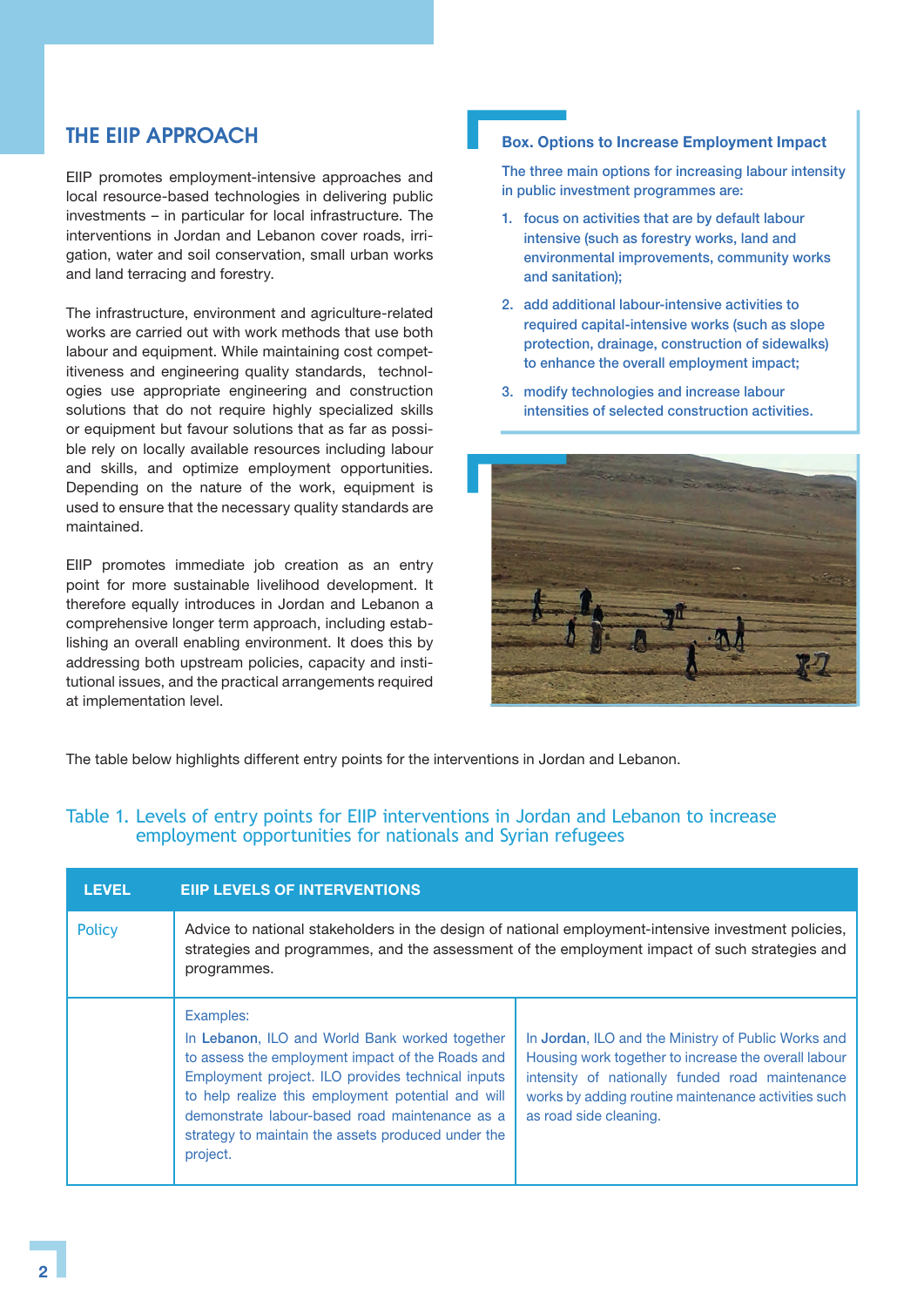## THE EIIP APPROACH

EIIP promotes employment-intensive approaches and local resource-based technologies in delivering public investments – in particular for local infrastructure. The interventions in Jordan and Lebanon cover roads, irrigation, water and soil conservation, small urban works and land terracing and forestry.

The infrastructure, environment and agriculture-related works are carried out with work methods that use both labour and equipment. While maintaining cost competitiveness and engineering quality standards, technologies use appropriate engineering and construction solutions that do not require highly specialized skills or equipment but favour solutions that as far as possible rely on locally available resources including labour and skills, and optimize employment opportunities. Depending on the nature of the work, equipment is used to ensure that the necessary quality standards are maintained.

EIIP promotes immediate job creation as an entry point for more sustainable livelihood development. It therefore equally introduces in Jordan and Lebanon a comprehensive longer term approach, including establishing an overall enabling environment. It does this by addressing both upstream policies, capacity and institutional issues, and the practical arrangements required at implementation level.

**Box. Options to Increase Employment Impact**

The three main options for increasing labour intensity in public investment programmes are:

1. focus on activities that are by default labour intensive (such as forestry works, land and environmental improvements, community works and sanitation);
2. add additional labour-intensive activities to required capital-intensive works (such as slope protection, drainage, construction of sidewalks) to enhance the overall employment impact;
3. modify technologies and increase labour intensities of selected construction activities.

The table below highlights different entry points for the interventions in Jordan and Lebanon.

### Table 1. Levels of entry points for EIIP interventions in Jordan and Lebanon to increase employment opportunities for nationals and Syrian refugees

| LEVEL | EIIP LEVELS OF INTERVENTIONS | |
|---|---|---|
| Policy | Advice to national stakeholders in the design of national employment-intensive investment policies, strategies and programmes, and the assessment of the employment impact of such strategies and programmes. | |
| | Examples:<br>In **Lebanon**, ILO and World Bank worked together to assess the employment impact of the Roads and Employment project. ILO provides technical inputs to help realize this employment potential and will demonstrate labour-based road maintenance as a strategy to maintain the assets produced under the project. | In **Jordan**, ILO and the Ministry of Public Works and Housing work together to increase the overall labour intensity of nationally funded road maintenance works by adding routine maintenance activities such as road side cleaning. |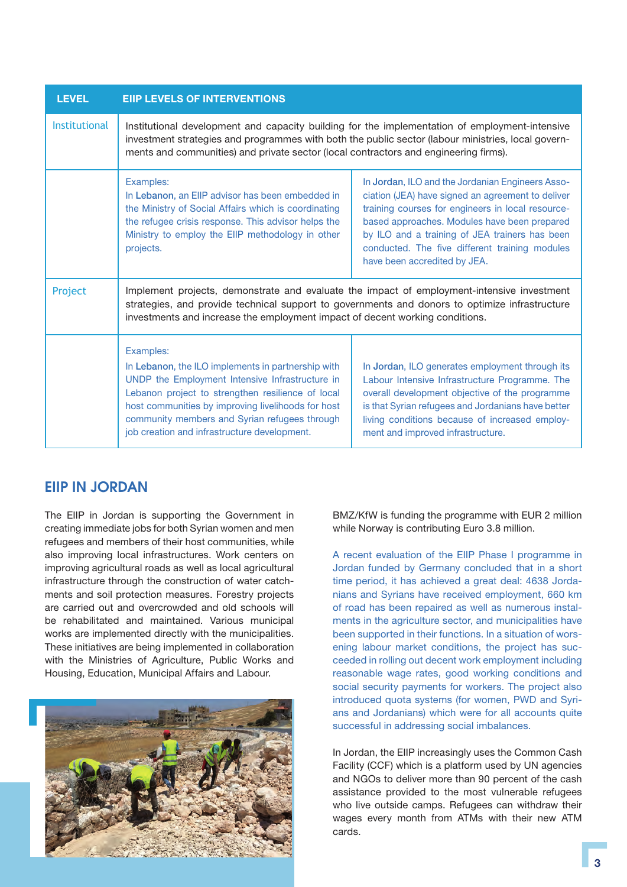| LEVEL | EIIP LEVELS OF INTERVENTIONS | |
|---|---|---|
| Institutional | Institutional development and capacity building for the implementation of employment-intensive investment strategies and programmes with both the public sector (labour ministries, local governments and communities) and private sector (local contractors and engineering firms). | |
| | Examples:<br>In **Lebanon**, an EIIP advisor has been embedded in the Ministry of Social Affairs which is coordinating the refugee crisis response. This advisor helps the Ministry to employ the EIIP methodology in other projects. | In **Jordan**, ILO and the Jordanian Engineers Association (JEA) have signed an agreement to deliver training courses for engineers in local resource-based approaches. Modules have been prepared by ILO and a training of JEA trainers has been conducted. The five different training modules have been accredited by JEA. |
| Project | Implement projects, demonstrate and evaluate the impact of employment-intensive investment strategies, and provide technical support to governments and donors to optimize infrastructure investments and increase the employment impact of decent working conditions. | |
| | Examples:<br>In **Lebanon**, the ILO implements in partnership with UNDP the Employment Intensive Infrastructure in Lebanon project to strengthen resilience of local host communities by improving livelihoods for host community members and Syrian refugees through job creation and infrastructure development. | In **Jordan**, ILO generates employment through its Labour Intensive Infrastructure Programme. The overall development objective of the programme is that Syrian refugees and Jordanians have better living conditions because of increased employment and improved infrastructure. |

## EIIP IN JORDAN

The EIIP in Jordan is supporting the Government in creating immediate jobs for both Syrian women and men refugees and members of their host communities, while also improving local infrastructures. Work centers on improving agricultural roads as well as local agricultural infrastructure through the construction of water catchments and soil protection measures. Forestry projects are carried out and overcrowded and old schools will be rehabilitated and maintained. Various municipal works are implemented directly with the municipalities. These initiatives are being implemented in collaboration with the Ministries of Agriculture, Public Works and Housing, Education, Municipal Affairs and Labour.

BMZ/KfW is funding the programme with EUR 2 million while Norway is contributing Euro 3.8 million.

A recent evaluation of the EIIP Phase I programme in Jordan funded by Germany concluded that in a short time period, it has achieved a great deal: 4638 Jordanians and Syrians have received employment, 660 km of road has been repaired as well as numerous instalments in the agriculture sector, and municipalities have been supported in their functions. In a situation of worsening labour market conditions, the project has succeeded in rolling out decent work employment including reasonable wage rates, good working conditions and social security payments for workers. The project also introduced quota systems (for women, PWD and Syrians and Jordanians) which were for all accounts quite successful in addressing social imbalances.

In Jordan, the EIIP increasingly uses the Common Cash Facility (CCF) which is a platform used by UN agencies and NGOs to deliver more than 90 percent of the cash assistance provided to the most vulnerable refugees who live outside camps. Refugees can withdraw their wages every month from ATMs with their new ATM cards.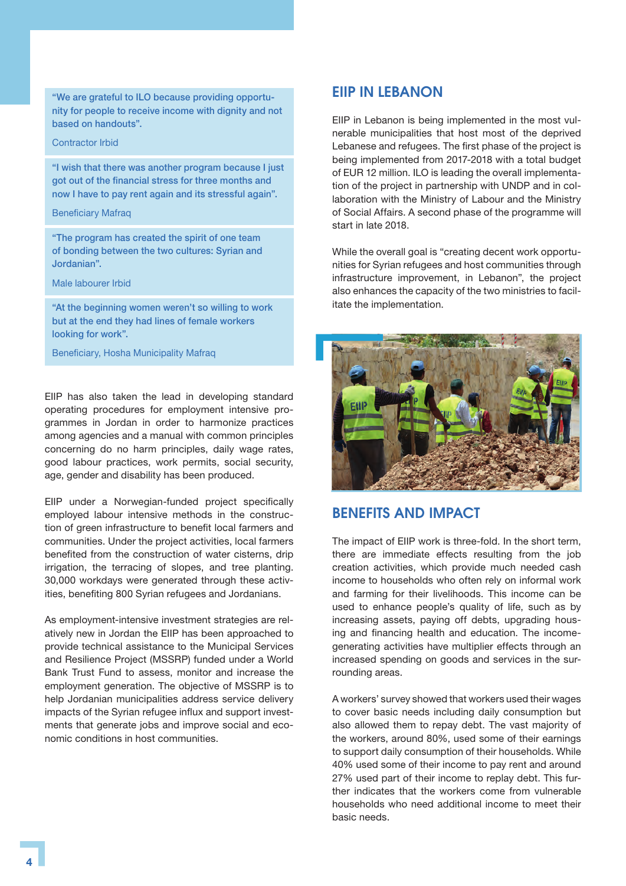> "We are grateful to ILO because providing opportunity for people to receive income with dignity and not based on handouts".
>
> Contractor Irbid

> "I wish that there was another program because I just got out of the financial stress for three months and now I have to pay rent again and its stressful again".
>
> Beneficiary Mafraq

> "The program has created the spirit of one team of bonding between the two cultures: Syrian and Jordanian".
>
> Male labourer Irbid

> "At the beginning women weren't so willing to work but at the end they had lines of female workers looking for work".
>
> Beneficiary, Hosha Municipality Mafraq

EIIP has also taken the lead in developing standard operating procedures for employment intensive programmes in Jordan in order to harmonize practices among agencies and a manual with common principles concerning do no harm principles, daily wage rates, good labour practices, work permits, social security, age, gender and disability has been produced.

EIIP under a Norwegian-funded project specifically employed labour intensive methods in the construction of green infrastructure to benefit local farmers and communities. Under the project activities, local farmers benefited from the construction of water cisterns, drip irrigation, the terracing of slopes, and tree planting. 30,000 workdays were generated through these activities, benefiting 800 Syrian refugees and Jordanians.

As employment-intensive investment strategies are relatively new in Jordan the EIIP has been approached to provide technical assistance to the Municipal Services and Resilience Project (MSSRP) funded under a World Bank Trust Fund to assess, monitor and increase the employment generation. The objective of MSSRP is to help Jordanian municipalities address service delivery impacts of the Syrian refugee influx and support investments that generate jobs and improve social and economic conditions in host communities.

## EIIP IN LEBANON

EIIP in Lebanon is being implemented in the most vulnerable municipalities that host most of the deprived Lebanese and refugees. The first phase of the project is being implemented from 2017-2018 with a total budget of EUR 12 million. ILO is leading the overall implementation of the project in partnership with UNDP and in collaboration with the Ministry of Labour and the Ministry of Social Affairs. A second phase of the programme will start in late 2018.

While the overall goal is "creating decent work opportunities for Syrian refugees and host communities through infrastructure improvement, in Lebanon", the project also enhances the capacity of the two ministries to facilitate the implementation.

## BENEFITS AND IMPACT

The impact of EIIP work is three-fold. In the short term, there are immediate effects resulting from the job creation activities, which provide much needed cash income to households who often rely on informal work and farming for their livelihoods. This income can be used to enhance people's quality of life, such as by increasing assets, paying off debts, upgrading housing and financing health and education. The income-generating activities have multiplier effects through an increased spending on goods and services in the surrounding areas.

A workers' survey showed that workers used their wages to cover basic needs including daily consumption but also allowed them to repay debt. The vast majority of the workers, around 80%, used some of their earnings to support daily consumption of their households. While 40% used some of their income to pay rent and around 27% used part of their income to replay debt. This further indicates that the workers come from vulnerable households who need additional income to meet their basic needs.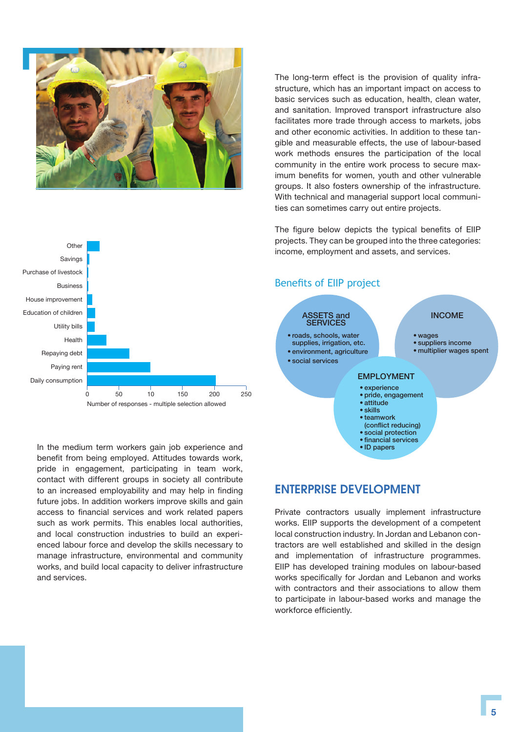The long-term effect is the provision of quality infrastructure, which has an important impact on access to basic services such as education, health, clean water, and sanitation. Improved transport infrastructure also facilitates more trade through access to markets, jobs and other economic activities. In addition to these tangible and measurable effects, the use of labour-based work methods ensures the participation of the local community in the entire work process to secure maximum benefits for women, youth and other vulnerable groups. It also fosters ownership of the infrastructure. With technical and managerial support local communities can sometimes carry out entire projects.

The figure below depicts the typical benefits of EIIP projects. They can be grouped into the three categories: income, employment and assets, and services.

### Benefits of EIIP project

**ASSETS and SERVICES**
- roads, schools, water supplies, irrigation, etc.
- environment, agriculture
- social services

**INCOME**
- wages
- suppliers income
- multiplier wages spent

**EMPLOYMENT**
- experience
- pride, engagement
- attitude
- skills
- teamwork (conflict reducing)
- social protection
- financial services
- ID papers

Other, Savings, Purchase of livestock, Business, House improvement, Education of children, Utility bills, Health, Repaying debt, Paying rent, Daily consumption

0, 50, 10, 150, 200, 250

Number of responses - multiple selection allowed

In the medium term workers gain job experience and benefit from being employed. Attitudes towards work, pride in engagement, participating in team work, contact with different groups in society all contribute to an increased employability and may help in finding future jobs. In addition workers improve skills and gain access to financial services and work related papers such as work permits. This enables local authorities, and local construction industries to build an experienced labour force and develop the skills necessary to manage infrastructure, environmental and community works, and build local capacity to deliver infrastructure and services.

## ENTERPRISE DEVELOPMENT

Private contractors usually implement infrastructure works. EIIP supports the development of a competent local construction industry. In Jordan and Lebanon contractors are well established and skilled in the design and implementation of infrastructure programmes. EIIP has developed training modules on labour-based works specifically for Jordan and Lebanon and works with contractors and their associations to allow them to participate in labour-based works and manage the workforce efficiently.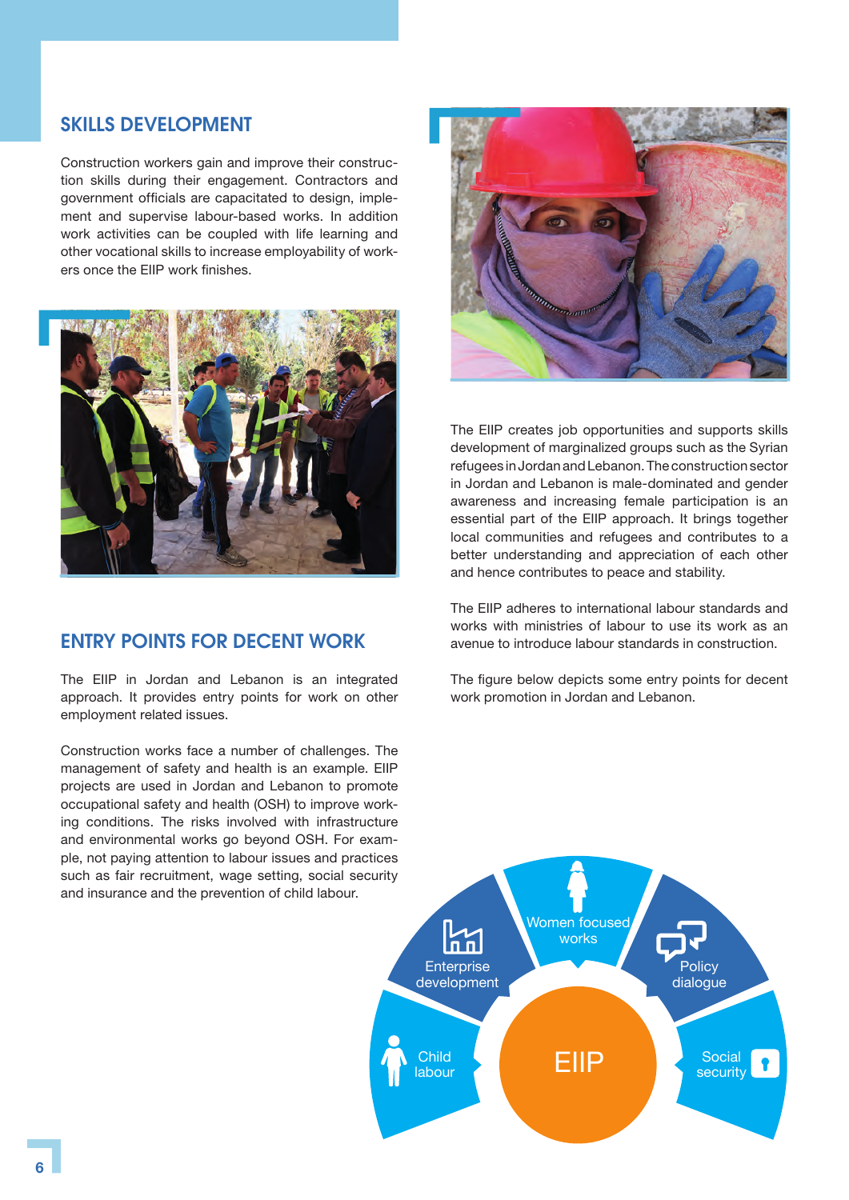## SKILLS DEVELOPMENT

Construction workers gain and improve their construction skills during their engagement. Contractors and government officials are capacitated to design, implement and supervise labour-based works. In addition work activities can be coupled with life learning and other vocational skills to increase employability of workers once the EIIP work finishes.

The EIIP creates job opportunities and supports skills development of marginalized groups such as the Syrian refugees in Jordan and Lebanon. The construction sector in Jordan and Lebanon is male-dominated and gender awareness and increasing female participation is an essential part of the EIIP approach. It brings together local communities and refugees and contributes to a better understanding and appreciation of each other and hence contributes to peace and stability.

The EIIP adheres to international labour standards and works with ministries of labour to use its work as an avenue to introduce labour standards in construction.

## ENTRY POINTS FOR DECENT WORK

The EIIP in Jordan and Lebanon is an integrated approach. It provides entry points for work on other employment related issues.

Construction works face a number of challenges. The management of safety and health is an example. EIIP projects are used in Jordan and Lebanon to promote occupational safety and health (OSH) to improve working conditions. The risks involved with infrastructure and environmental works go beyond OSH. For example, not paying attention to labour issues and practices such as fair recruitment, wage setting, social security and insurance and the prevention of child labour.

The figure below depicts some entry points for decent work promotion in Jordan and Lebanon.

EIIP: Child labour, Enterprise development, Women focused works, Policy dialogue, Social security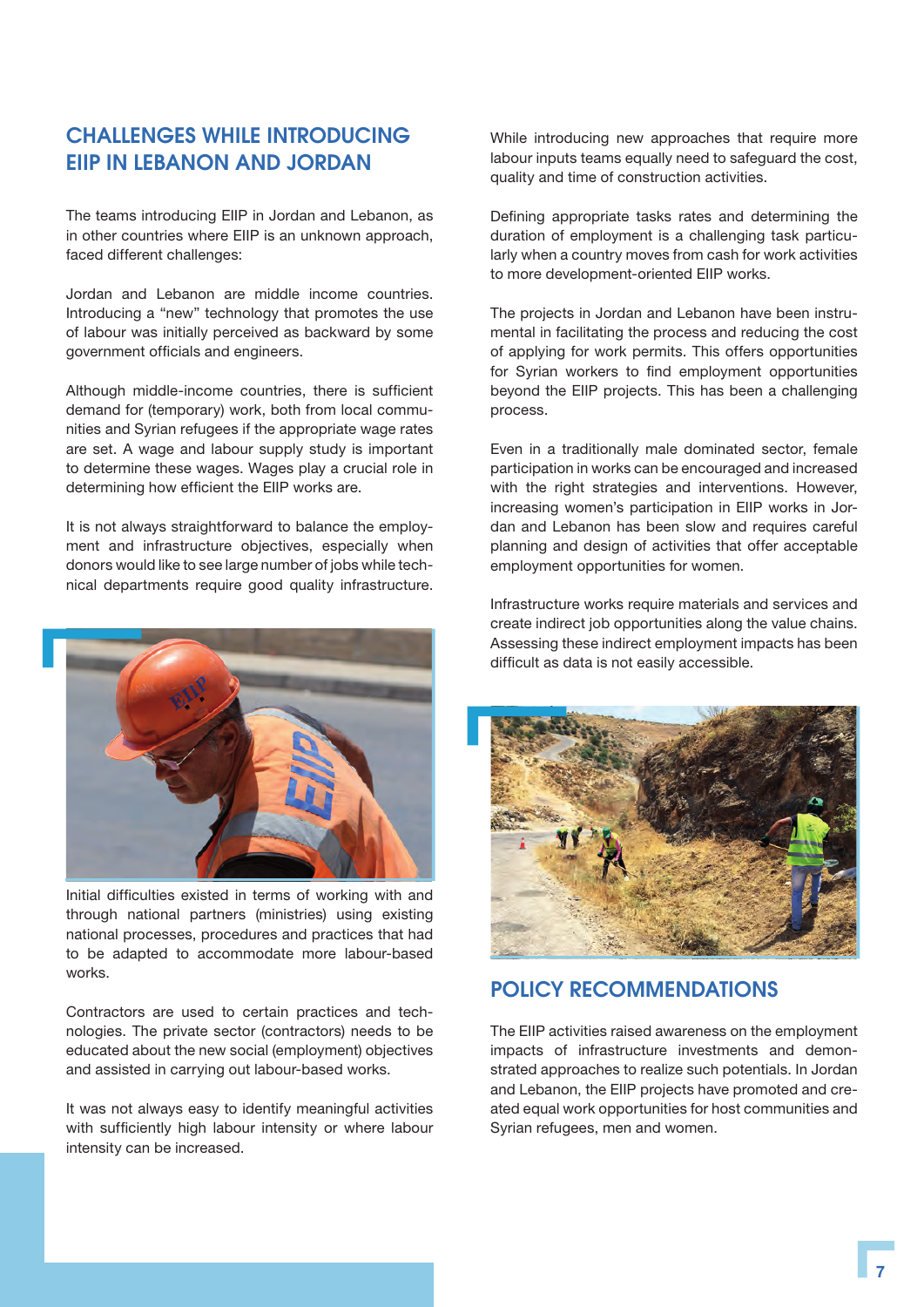## CHALLENGES WHILE INTRODUCING EIIP IN LEBANON AND JORDAN

The teams introducing EIIP in Jordan and Lebanon, as in other countries where EIIP is an unknown approach, faced different challenges:

Jordan and Lebanon are middle income countries. Introducing a "new" technology that promotes the use of labour was initially perceived as backward by some government officials and engineers.

Although middle-income countries, there is sufficient demand for (temporary) work, both from local communities and Syrian refugees if the appropriate wage rates are set. A wage and labour supply study is important to determine these wages. Wages play a crucial role in determining how efficient the EIIP works are.

It is not always straightforward to balance the employment and infrastructure objectives, especially when donors would like to see large number of jobs while technical departments require good quality infrastructure.

Initial difficulties existed in terms of working with and through national partners (ministries) using existing national processes, procedures and practices that had to be adapted to accommodate more labour-based works.

Contractors are used to certain practices and technologies. The private sector (contractors) needs to be educated about the new social (employment) objectives and assisted in carrying out labour-based works.

It was not always easy to identify meaningful activities with sufficiently high labour intensity or where labour intensity can be increased.

While introducing new approaches that require more labour inputs teams equally need to safeguard the cost, quality and time of construction activities.

Defining appropriate tasks rates and determining the duration of employment is a challenging task particularly when a country moves from cash for work activities to more development-oriented EIIP works.

The projects in Jordan and Lebanon have been instrumental in facilitating the process and reducing the cost of applying for work permits. This offers opportunities for Syrian workers to find employment opportunities beyond the EIIP projects. This has been a challenging process.

Even in a traditionally male dominated sector, female participation in works can be encouraged and increased with the right strategies and interventions. However, increasing women's participation in EIIP works in Jordan and Lebanon has been slow and requires careful planning and design of activities that offer acceptable employment opportunities for women.

Infrastructure works require materials and services and create indirect job opportunities along the value chains. Assessing these indirect employment impacts has been difficult as data is not easily accessible.

## POLICY RECOMMENDATIONS

The EIIP activities raised awareness on the employment impacts of infrastructure investments and demonstrated approaches to realize such potentials. In Jordan and Lebanon, the EIIP projects have promoted and created equal work opportunities for host communities and Syrian refugees, men and women.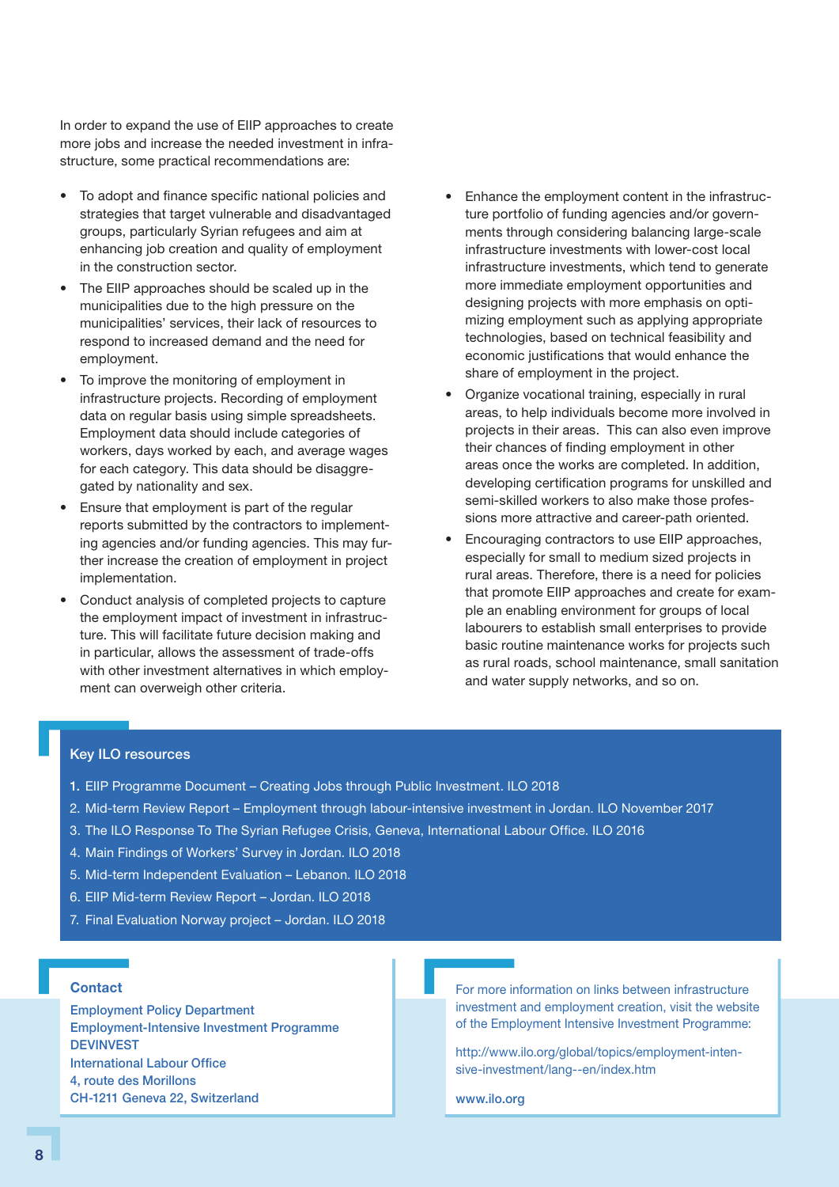In order to expand the use of EIIP approaches to create more jobs and increase the needed investment in infrastructure, some practical recommendations are:

- To adopt and finance specific national policies and strategies that target vulnerable and disadvantaged groups, particularly Syrian refugees and aim at enhancing job creation and quality of employment in the construction sector.
- The EIIP approaches should be scaled up in the municipalities due to the high pressure on the municipalities' services, their lack of resources to respond to increased demand and the need for employment.
- To improve the monitoring of employment in infrastructure projects. Recording of employment data on regular basis using simple spreadsheets. Employment data should include categories of workers, days worked by each, and average wages for each category. This data should be disaggregated by nationality and sex.
- Ensure that employment is part of the regular reports submitted by the contractors to implementing agencies and/or funding agencies. This may further increase the creation of employment in project implementation.
- Conduct analysis of completed projects to capture the employment impact of investment in infrastructure. This will facilitate future decision making and in particular, allows the assessment of trade-offs with other investment alternatives in which employment can overweigh other criteria.
- Enhance the employment content in the infrastructure portfolio of funding agencies and/or governments through considering balancing large-scale infrastructure investments with lower-cost local infrastructure investments, which tend to generate more immediate employment opportunities and designing projects with more emphasis on optimizing employment such as applying appropriate technologies, based on technical feasibility and economic justifications that would enhance the share of employment in the project.
- Organize vocational training, especially in rural areas, to help individuals become more involved in projects in their areas. This can also even improve their chances of finding employment in other areas once the works are completed. In addition, developing certification programs for unskilled and semi-skilled workers to also make those professions more attractive and career-path oriented.
- Encouraging contractors to use EIIP approaches, especially for small to medium sized projects in rural areas. Therefore, there is a need for policies that promote EIIP approaches and create for example an enabling environment for groups of local labourers to establish small enterprises to provide basic routine maintenance works for projects such as rural roads, school maintenance, small sanitation and water supply networks, and so on.

## Key ILO resources

1. EIIP Programme Document – Creating Jobs through Public Investment. ILO 2018
2. Mid-term Review Report – Employment through labour-intensive investment in Jordan. ILO November 2017
3. The ILO Response To The Syrian Refugee Crisis, Geneva, International Labour Office. ILO 2016
4. Main Findings of Workers' Survey in Jordan. ILO 2018
5. Mid-term Independent Evaluation – Lebanon. ILO 2018
6. EIIP Mid-term Review Report – Jordan. ILO 2018
7. Final Evaluation Norway project – Jordan. ILO 2018

## Contact

Employment Policy Department
Employment-Intensive Investment Programme
DEVINVEST
International Labour Office
4, route des Morillons
CH-1211 Geneva 22, Switzerland

For more information on links between infrastructure investment and employment creation, visit the website of the Employment Intensive Investment Programme:

http://www.ilo.org/global/topics/employment-intensive-investment/lang--en/index.htm

www.ilo.org